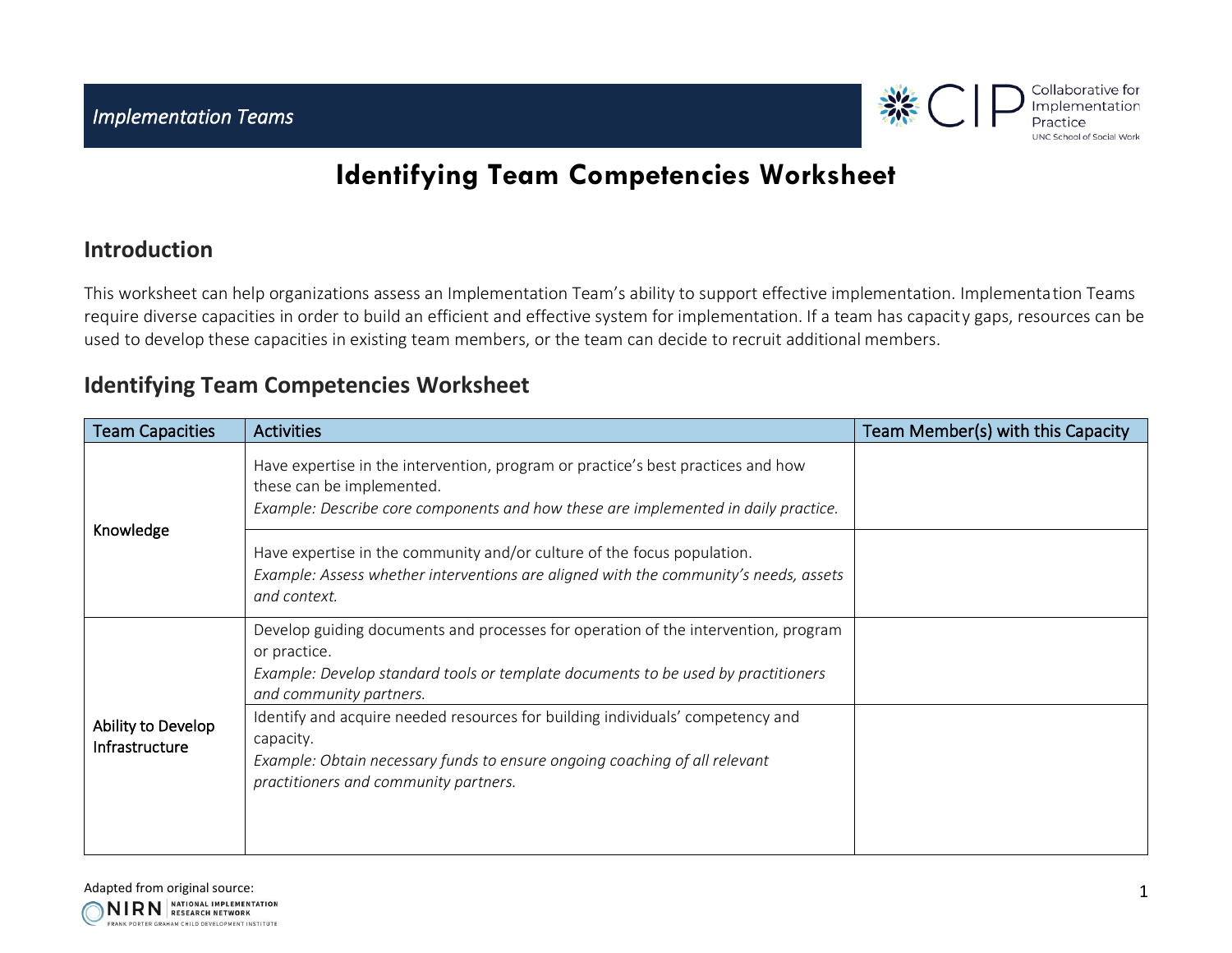*Implementation Teams*

# Identifying Team Competencies Worksheet

## Introduction

This worksheet can help organizations assess an Implementation Team's ability to support effective implementation. Implementation Teams require diverse capacities in order to build an efficient and effective system for implementation. If a team has capacity gaps, resources can be used to develop these capacities in existing team members, or the team can decide to recruit additional members.

## Identifying Team Competencies Worksheet

| Team Capacities | Activities | Team Member(s) with this Capacity |
|---|---|---|
| Knowledge | Have expertise in the intervention, program or practice's best practices and how these can be implemented.<br>*Example: Describe core components and how these are implemented in daily practice.* | |
| | Have expertise in the community and/or culture of the focus population.<br>*Example: Assess whether interventions are aligned with the community's needs, assets and context.* | |
| Ability to Develop Infrastructure | Develop guiding documents and processes for operation of the intervention, program or practice.<br>*Example: Develop standard tools or template documents to be used by practitioners and community partners.* | |
| | Identify and acquire needed resources for building individuals' competency and capacity.<br>*Example: Obtain necessary funds to ensure ongoing coaching of all relevant practitioners and community partners.* | |

Adapted from original source: NIRN National Implementation Research Network, Frank Porter Graham Child Development Institute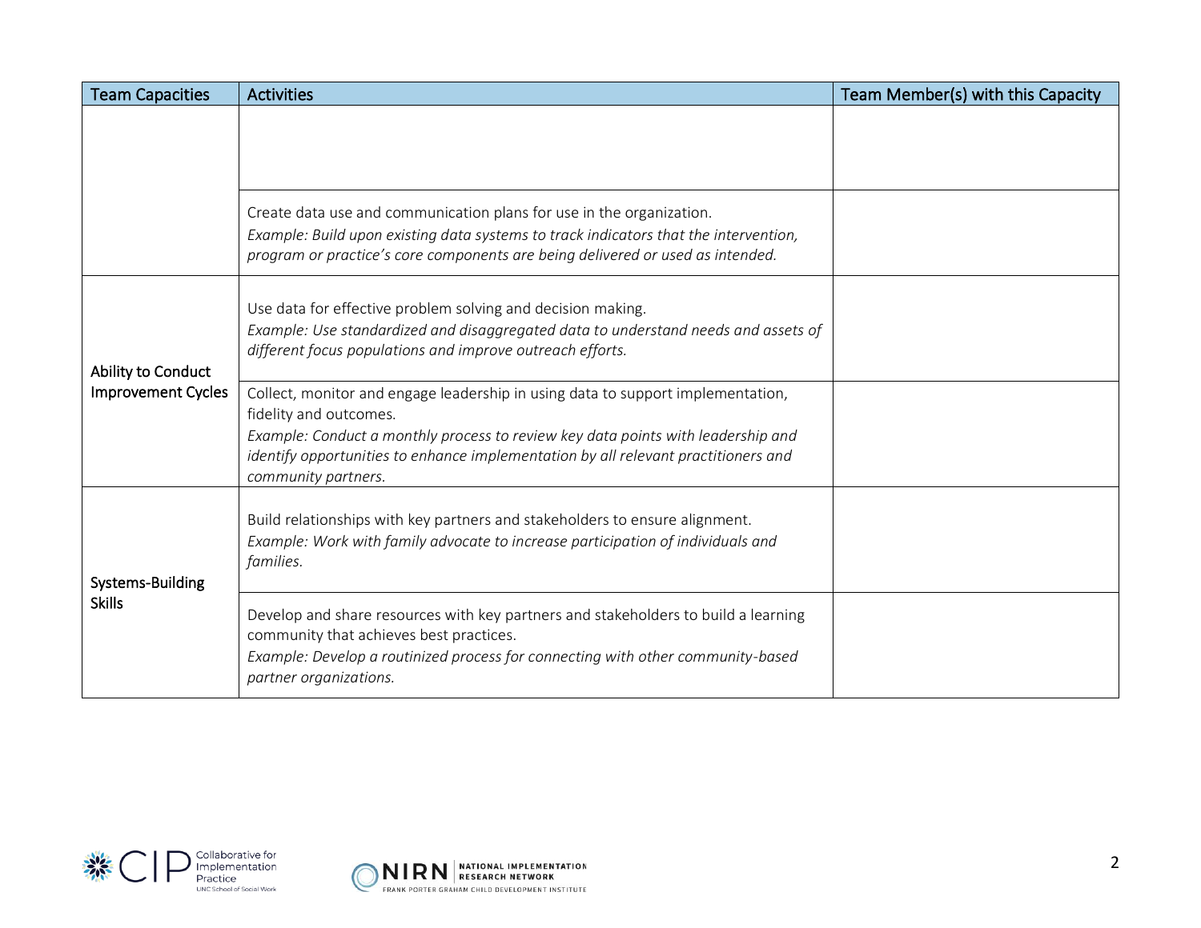| Team Capacities | Activities | Team Member(s) with this Capacity |
|---|---|---|
| | | |
| | Create data use and communication plans for use in the organization.<br>*Example: Build upon existing data systems to track indicators that the intervention, program or practice's core components are being delivered or used as intended.* | |
| Ability to Conduct Improvement Cycles | Use data for effective problem solving and decision making.<br>*Example: Use standardized and disaggregated data to understand needs and assets of different focus populations and improve outreach efforts.* | |
| | Collect, monitor and engage leadership in using data to support implementation, fidelity and outcomes.<br>*Example: Conduct a monthly process to review key data points with leadership and identify opportunities to enhance implementation by all relevant practitioners and community partners.* | |
| Systems-Building Skills | Build relationships with key partners and stakeholders to ensure alignment.<br>*Example: Work with family advocate to increase participation of individuals and families.* | |
| | Develop and share resources with key partners and stakeholders to build a learning community that achieves best practices.<br>*Example: Develop a routinized process for connecting with other community-based partner organizations.* | |